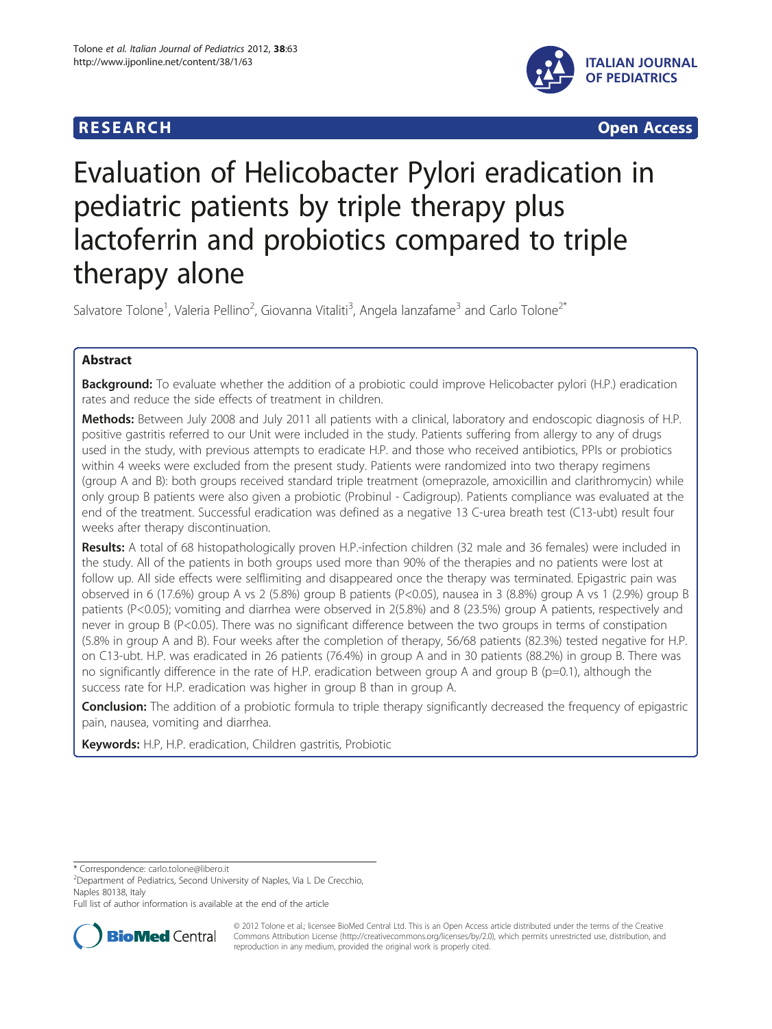**RESEARCH** **Open Access**

# Evaluation of Helicobacter Pylori eradication in pediatric patients by triple therapy plus lactoferrin and probiotics compared to triple therapy alone

Salvatore Tolone[1], Valeria Pellino[2], Giovanna Vitaliti[3], Angela Lanzafame[3] and Carlo Tolone[2*]

## Abstract

**Background:** To evaluate whether the addition of a probiotic could improve Helicobacter pylori (H.P.) eradication rates and reduce the side effects of treatment in children.

**Methods:** Between July 2008 and July 2011 all patients with a clinical, laboratory and endoscopic diagnosis of H.P. positive gastritis referred to our Unit were included in the study. Patients suffering from allergy to any of drugs used in the study, with previous attempts to eradicate H.P. and those who received antibiotics, PPIs or probiotics within 4 weeks were excluded from the present study. Patients were randomized into two therapy regimens (group A and B): both groups received standard triple treatment (omeprazole, amoxicillin and clarithromycin) while only group B patients were also given a probiotic (Probinul - Cadigroup). Patients compliance was evaluated at the end of the treatment. Successful eradication was defined as a negative 13 C-urea breath test (C13-ubt) result four weeks after therapy discontinuation.

**Results:** A total of 68 histopathologically proven H.P.-infection children (32 male and 36 females) were included in the study. All of the patients in both groups used more than 90% of the therapies and no patients were lost at follow up. All side effects were selflimiting and disappeared once the therapy was terminated. Epigastric pain was observed in 6 (17.6%) group A vs 2 (5.8%) group B patients ($P<0.05$), nausea in 3 (8.8%) group A vs 1 (2.9%) group B patients ($P<0.05$); vomiting and diarrhea were observed in 2(5.8%) and 8 (23.5%) group A patients, respectively and never in group B ($P<0.05$). There was no significant difference between the two groups in terms of constipation (5.8% in group A and B). Four weeks after the completion of therapy, 56/68 patients (82.3%) tested negative for H.P. on C13-ubt. H.P. was eradicated in 26 patients (76.4%) in group A and in 30 patients (88.2%) in group B. There was no significantly difference in the rate of H.P. eradication between group A and group B ($p=0.1$), although the success rate for H.P. eradication was higher in group B than in group A.

**Conclusion:** The addition of a probiotic formula to triple therapy significantly decreased the frequency of epigastric pain, nausea, vomiting and diarrhea.

**Keywords:** H.P, H.P. eradication, Children gastritis, Probiotic

---

* Correspondence: carlo.tolone@libero.it

[2]Department of Pediatrics, Second University of Naples, Via L De Crecchio, Naples 80138, Italy

Full list of author information is available at the end of the article

© 2012 Tolone et al.; licensee BioMed Central Ltd. This is an Open Access article distributed under the terms of the Creative Commons Attribution License (http://creativecommons.org/licenses/by/2.0), which permits unrestricted use, distribution, and reproduction in any medium, provided the original work is properly cited.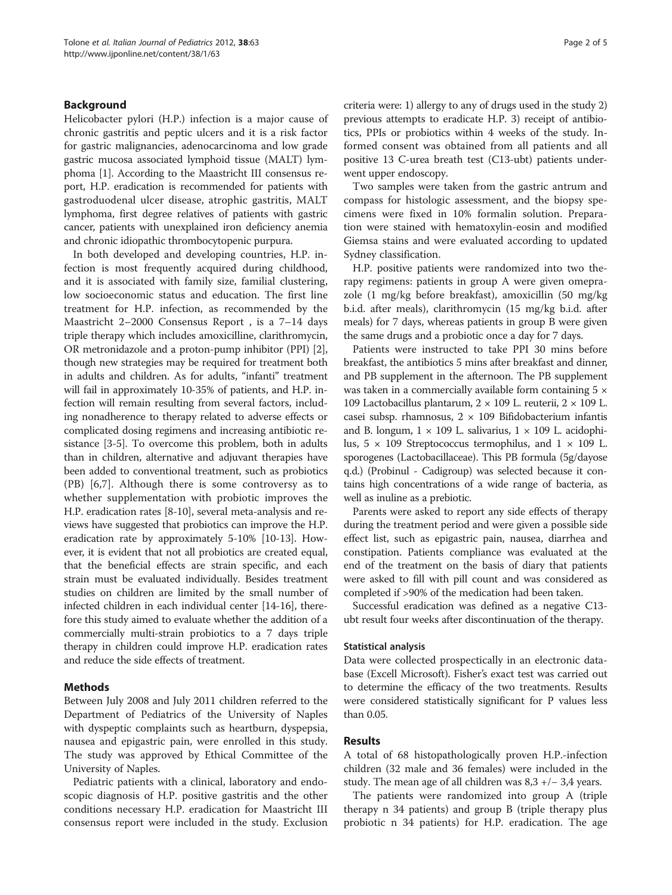## Background

Helicobacter pylori (H.P.) infection is a major cause of chronic gastritis and peptic ulcers and it is a risk factor for gastric malignancies, adenocarcinoma and low grade gastric mucosa associated lymphoid tissue (MALT) lymphoma [1]. According to the Maastricht III consensus report, H.P. eradication is recommended for patients with gastroduodenal ulcer disease, atrophic gastritis, MALT lymphoma, first degree relatives of patients with gastric cancer, patients with unexplained iron deficiency anemia and chronic idiopathic thrombocytopenic purpura.

In both developed and developing countries, H.P. infection is most frequently acquired during childhood, and it is associated with family size, familial clustering, low socioeconomic status and education. The first line treatment for H.P. infection, as recommended by the Maastricht 2–2000 Consensus Report , is a 7–14 days triple therapy which includes amoxicilline, clarithromycin, OR metronidazole and a proton-pump inhibitor (PPI) [2], though new strategies may be required for treatment both in adults and children. As for adults, "infanti" treatment will fail in approximately 10-35% of patients, and H.P. infection will remain resulting from several factors, including nonadherence to therapy related to adverse effects or complicated dosing regimens and increasing antibiotic resistance [3-5]. To overcome this problem, both in adults than in children, alternative and adjuvant therapies have been added to conventional treatment, such as probiotics (PB) [6,7]. Although there is some controversy as to whether supplementation with probiotic improves the H.P. eradication rates [8-10], several meta-analysis and reviews have suggested that probiotics can improve the H.P. eradication rate by approximately 5-10% [10-13]. However, it is evident that not all probiotics are created equal, that the beneficial effects are strain specific, and each strain must be evaluated individually. Besides treatment studies on children are limited by the small number of infected children in each individual center [14-16], therefore this study aimed to evaluate whether the addition of a commercially multi-strain probiotics to a 7 days triple therapy in children could improve H.P. eradication rates and reduce the side effects of treatment.

## Methods

Between July 2008 and July 2011 children referred to the Department of Pediatrics of the University of Naples with dyspeptic complaints such as heartburn, dyspepsia, nausea and epigastric pain, were enrolled in this study. The study was approved by Ethical Committee of the University of Naples.

Pediatric patients with a clinical, laboratory and endoscopic diagnosis of H.P. positive gastritis and the other conditions necessary H.P. eradication for Maastricht III consensus report were included in the study. Exclusion criteria were: 1) allergy to any of drugs used in the study 2) previous attempts to eradicate H.P. 3) receipt of antibiotics, PPIs or probiotics within 4 weeks of the study. Informed consent was obtained from all patients and all positive 13 C-urea breath test (C13-ubt) patients underwent upper endoscopy.

Two samples were taken from the gastric antrum and compass for histologic assessment, and the biopsy specimens were fixed in 10% formalin solution. Preparation were stained with hematoxylin-eosin and modified Giemsa stains and were evaluated according to updated Sydney classification.

H.P. positive patients were randomized into two therapy regimens: patients in group A were given omeprazole (1 mg/kg before breakfast), amoxicillin (50 mg/kg b.i.d. after meals), clarithromycin (15 mg/kg b.i.d. after meals) for 7 days, whereas patients in group B were given the same drugs and a probiotic once a day for 7 days.

Patients were instructed to take PPI 30 mins before breakfast, the antibiotics 5 mins after breakfast and dinner, and PB supplement in the afternoon. The PB supplement was taken in a commercially available form containing $5 \times 109$ Lactobacillus plantarum, $2 \times 109$ L. reuterii, $2 \times 109$ L. casei subsp. rhamnosus, $2 \times 109$ Bifidobacterium infantis and B. longum, $1 \times 109$ L. salivarius, $1 \times 109$ L. acidophilus, $5 \times 109$ Streptococcus termophilus, and $1 \times 109$ L. sporogenes (Lactobacillaceae). This PB formula (5g/dayose q.d.) (Probinul - Cadigroup) was selected because it contains high concentrations of a wide range of bacteria, as well as inuline as a prebiotic.

Parents were asked to report any side effects of therapy during the treatment period and were given a possible side effect list, such as epigastric pain, nausea, diarrhea and constipation. Patients compliance was evaluated at the end of the treatment on the basis of diary that patients were asked to fill with pill count and was considered as completed if >90% of the medication had been taken.

Successful eradication was defined as a negative C13-ubt result four weeks after discontinuation of the therapy.

### Statistical analysis

Data were collected prospectically in an electronic database (Excell Microsoft). Fisher's exact test was carried out to determine the efficacy of the two treatments. Results were considered statistically significant for P values less than 0.05.

## Results

A total of 68 histopathologically proven H.P.-infection children (32 male and 36 females) were included in the study. The mean age of all children was 8,3 +/− 3,4 years.

The patients were randomized into group A (triple therapy n 34 patients) and group B (triple therapy plus probiotic n 34 patients) for H.P. eradication. The age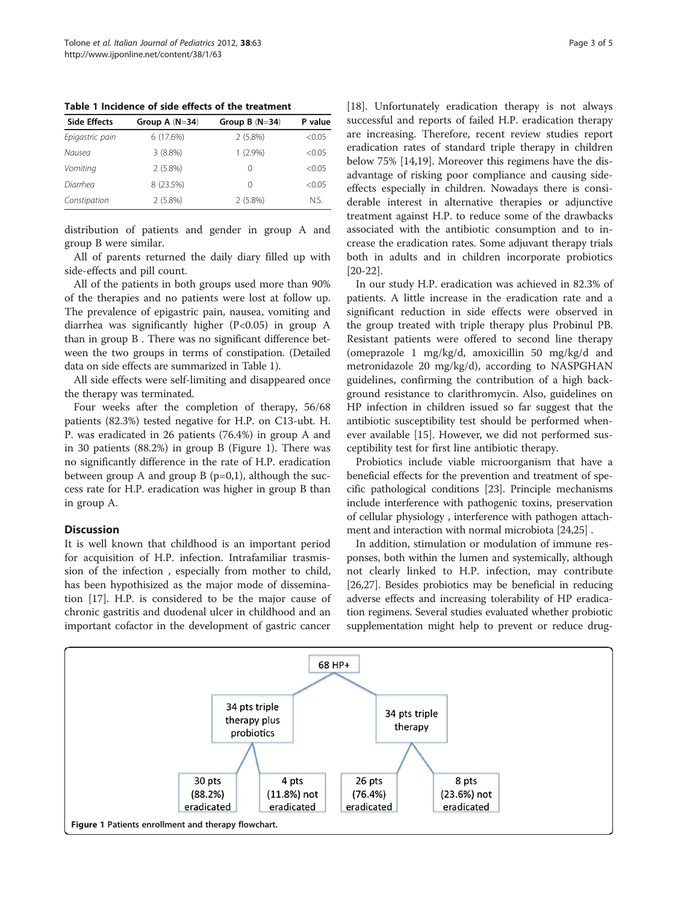**Table 1 Incidence of side effects of the treatment**

| Side Effects | Group A (N=34) | Group B (N=34) | P value |
|---|---|---|---|
| *Epigastric pain* | 6 (17.6%) | 2 (5.8%) | <0.05 |
| *Nausea* | 3 (8.8%) | 1 (2.9%) | <0.05 |
| *Vomiting* | 2 (5.8%) | 0 | <0.05 |
| *Diarrhea* | 8 (23.5%) | 0 | <0.05 |
| *Constipation* | 2 (5.8%) | 2 (5.8%) | N.S. |

distribution of patients and gender in group A and group B were similar.

All of parents returned the daily diary filled up with side-effects and pill count.

All of the patients in both groups used more than 90% of the therapies and no patients were lost at follow up. The prevalence of epigastric pain, nausea, vomiting and diarrhea was significantly higher ($P<0.05$) in group A than in group B . There was no significant difference between the two groups in terms of constipation. (Detailed data on side effects are summarized in Table 1).

All side effects were self-limiting and disappeared once the therapy was terminated.

Four weeks after the completion of therapy, 56/68 patients (82.3%) tested negative for H.P. on C13-ubt. H. P. was eradicated in 26 patients (76.4%) in group A and in 30 patients (88.2%) in group B (Figure 1). There was no significantly difference in the rate of H.P. eradication between group A and group B ($p=0,1$), although the success rate for H.P. eradication was higher in group B than in group A.

## Discussion

It is well known that childhood is an important period for acquisition of H.P. infection. Intrafamiliar trasmission of the infection , especially from mother to child, has been hypothisized as the major mode of dissemination [17]. H.P. is considered to be the major cause of chronic gastritis and duodenal ulcer in childhood and an important cofactor in the development of gastric cancer [18]. Unfortunately eradication therapy is not always successful and reports of failed H.P. eradication therapy are increasing. Therefore, recent review studies report eradication rates of standard triple therapy in children below 75% [14,19]. Moreover this regimens have the disadvantage of risking poor compliance and causing side-effects especially in children. Nowadays there is considerable interest in alternative therapies or adjunctive treatment against H.P. to reduce some of the drawbacks associated with the antibiotic consumption and to increase the eradication rates. Some adjuvant therapy trials both in adults and in children incorporate probiotics [20-22].

In our study H.P. eradication was achieved in 82.3% of patients. A little increase in the eradication rate and a significant reduction in side effects were observed in the group treated with triple therapy plus Probinul PB. Resistant patients were offered to second line therapy (omeprazole 1 mg/kg/d, amoxicillin 50 mg/kg/d and metronidazole 20 mg/kg/d), according to NASPGHAN guidelines, confirming the contribution of a high background resistance to clarithromycin. Also, guidelines on HP infection in children issued so far suggest that the antibiotic susceptibility test should be performed whenever available [15]. However, we did not performed susceptibility test for first line antibiotic therapy.

Probiotics include viable microorganism that have a beneficial effects for the prevention and treatment of specific pathological conditions [23]. Principle mechanisms include interference with pathogenic toxins, preservation of cellular physiology , interference with pathogen attachment and interaction with normal microbiota [24,25] .

In addition, stimulation or modulation of immune responses, both within the lumen and systemically, although not clearly linked to H.P. infection, may contribute [26,27]. Besides probiotics may be beneficial in reducing adverse effects and increasing tolerability of HP eradication regimens. Several studies evaluated whether probiotic supplementation might help to prevent or reduce drug-

| 68 HP+ | | | |
|---|---|---|---|
| 34 pts triple therapy plus probiotics | | 34 pts triple therapy | |
| 30 pts (88.2%) eradicated | 4 pts (11.8%) not eradicated | 26 pts (76.4%) eradicated | 8 pts (23.6%) not eradicated |

**Figure 1** Patients enrollment and therapy flowchart.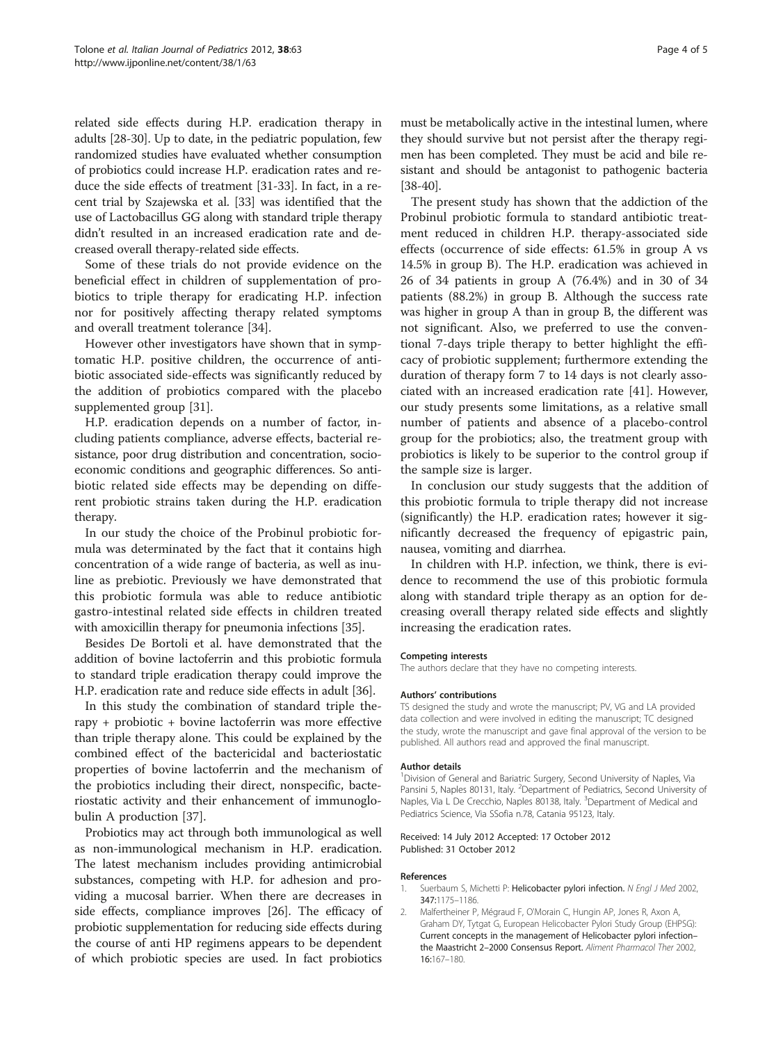related side effects during H.P. eradication therapy in adults [28-30]. Up to date, in the pediatric population, few randomized studies have evaluated whether consumption of probiotics could increase H.P. eradication rates and reduce the side effects of treatment [31-33]. In fact, in a recent trial by Szajewska et al. [33] was identified that the use of Lactobacillus GG along with standard triple therapy didn't resulted in an increased eradication rate and decreased overall therapy-related side effects.

Some of these trials do not provide evidence on the beneficial effect in children of supplementation of probiotics to triple therapy for eradicating H.P. infection nor for positively affecting therapy related symptoms and overall treatment tolerance [34].

However other investigators have shown that in symptomatic H.P. positive children, the occurrence of antibiotic associated side-effects was significantly reduced by the addition of probiotics compared with the placebo supplemented group [31].

H.P. eradication depends on a number of factor, including patients compliance, adverse effects, bacterial resistance, poor drug distribution and concentration, socioeconomic conditions and geographic differences. So antibiotic related side effects may be depending on different probiotic strains taken during the H.P. eradication therapy.

In our study the choice of the Probinul probiotic formula was determinated by the fact that it contains high concentration of a wide range of bacteria, as well as inuline as prebiotic. Previously we have demonstrated that this probiotic formula was able to reduce antibiotic gastro-intestinal related side effects in children treated with amoxicillin therapy for pneumonia infections [35].

Besides De Bortoli et al. have demonstrated that the addition of bovine lactoferrin and this probiotic formula to standard triple eradication therapy could improve the H.P. eradication rate and reduce side effects in adult [36].

In this study the combination of standard triple therapy + probiotic + bovine lactoferrin was more effective than triple therapy alone. This could be explained by the combined effect of the bactericidal and bacteriostatic properties of bovine lactoferrin and the mechanism of the probiotics including their direct, nonspecific, bacteriostatic activity and their enhancement of immunoglobulin A production [37].

Probiotics may act through both immunological as well as non-immunological mechanism in H.P. eradication. The latest mechanism includes providing antimicrobial substances, competing with H.P. for adhesion and providing a mucosal barrier. When there are decreases in side effects, compliance improves [26]. The efficacy of probiotic supplementation for reducing side effects during the course of anti HP regimens appears to be dependent of which probiotic species are used. In fact probiotics must be metabolically active in the intestinal lumen, where they should survive but not persist after the therapy regimen has been completed. They must be acid and bile resistant and should be antagonist to pathogenic bacteria [38-40].

The present study has shown that the addiction of the Probinul probiotic formula to standard antibiotic treatment reduced in children H.P. therapy-associated side effects (occurrence of side effects: 61.5% in group A vs 14.5% in group B). The H.P. eradication was achieved in 26 of 34 patients in group A (76.4%) and in 30 of 34 patients (88.2%) in group B. Although the success rate was higher in group A than in group B, the different was not significant. Also, we preferred to use the conventional 7-days triple therapy to better highlight the efficacy of probiotic supplement; furthermore extending the duration of therapy form 7 to 14 days is not clearly associated with an increased eradication rate [41]. However, our study presents some limitations, as a relative small number of patients and absence of a placebo-control group for the probiotics; also, the treatment group with probiotics is likely to be superior to the control group if the sample size is larger.

In conclusion our study suggests that the addition of this probiotic formula to triple therapy did not increase (significantly) the H.P. eradication rates; however it significantly decreased the frequency of epigastric pain, nausea, vomiting and diarrhea.

In children with H.P. infection, we think, there is evidence to recommend the use of this probiotic formula along with standard triple therapy as an option for decreasing overall therapy related side effects and slightly increasing the eradication rates.

#### Competing interests

The authors declare that they have no competing interests.

#### Authors' contributions

TS designed the study and wrote the manuscript; PV, VG and LA provided data collection and were involved in editing the manuscript; TC designed the study, wrote the manuscript and gave final approval of the version to be published. All authors read and approved the final manuscript.

#### Author details

[1]Division of General and Bariatric Surgery, Second University of Naples, Via Pansini 5, Naples 80131, Italy. [2]Department of Pediatrics, Second University of Naples, Via L De Crecchio, Naples 80138, Italy. [3]Department of Medical and Pediatrics Science, Via SSofia n.78, Catania 95123, Italy.

Received: 14 July 2012 Accepted: 17 October 2012
Published: 31 October 2012

#### References

1. Suerbaum S, Michetti P: **Helicobacter pylori infection.** *N Engl J Med* 2002, **347**:1175–1186.
2. Malfertheiner P, Mégraud F, O'Morain C, Hungin AP, Jones R, Axon A, Graham DY, Tytgat G, European Helicobacter Pylori Study Group (EHPSG): **Current concepts in the management of Helicobacter pylori infection–the Maastricht 2–2000 Consensus Report.** *Aliment Pharmacol Ther* 2002, **16**:167–180.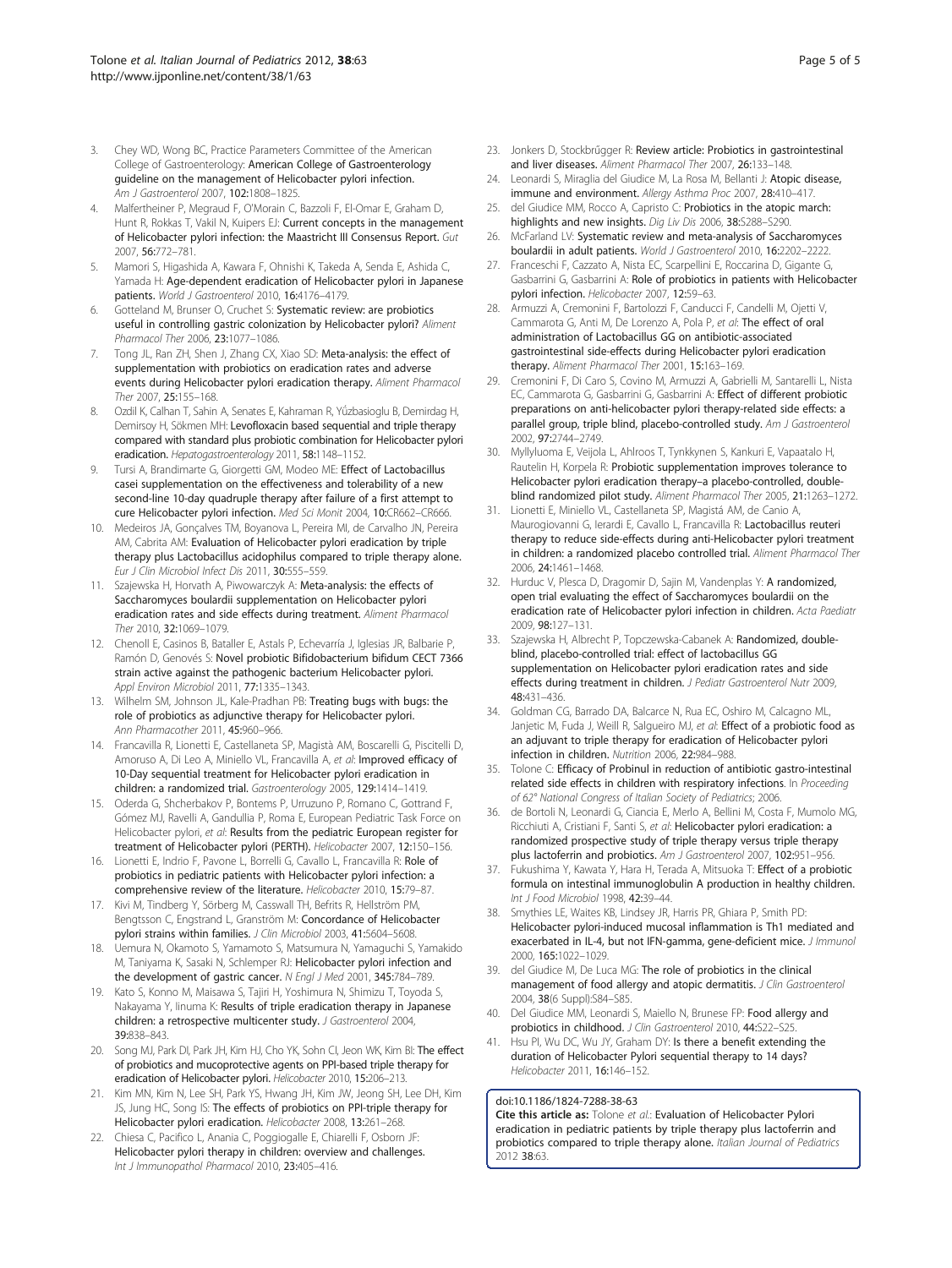3. Chey WD, Wong BC, Practice Parameters Committee of the American College of Gastroenterology: **American College of Gastroenterology guideline on the management of Helicobacter pylori infection.** *Am J Gastroenterol* 2007, **102:**1808–1825.
4. Malfertheiner P, Megraud F, O'Morain C, Bazzoli F, El-Omar E, Graham D, Hunt R, Rokkas T, Vakil N, Kuipers EJ: **Current concepts in the management of Helicobacter pylori infection: the Maastricht III Consensus Report.** *Gut* 2007, **56:**772–781.
5. Mamori S, Higashida A, Kawara F, Ohnishi K, Takeda A, Senda E, Ashida C, Yamada H: **Age-dependent eradication of Helicobacter pylori in Japanese patients.** *World J Gastroenterol* 2010, **16:**4176–4179.
6. Gotteland M, Brunser O, Cruchet S: **Systematic review: are probiotics useful in controlling gastric colonization by Helicobacter pylori?** *Aliment Pharmacol Ther* 2006, **23:**1077–1086.
7. Tong JL, Ran ZH, Shen J, Zhang CX, Xiao SD: **Meta-analysis: the effect of supplementation with probiotics on eradication rates and adverse events during Helicobacter pylori eradication therapy.** *Aliment Pharmacol Ther* 2007, **25:**155–168.
8. Ozdil K, Calhan T, Sahin A, Senates E, Kahraman R, Yúzbasioglu B, Demirdag H, Demirsoy H, Sökmen MH: **Levofloxacin based sequential and triple therapy compared with standard plus probiotic combination for Helicobacter pylori eradication.** *Hepatogastroenterology* 2011, **58:**1148–1152.
9. Tursi A, Brandimarte G, Giorgetti GM, Modeo ME: **Effect of Lactobacillus casei supplementation on the effectiveness and tolerability of a new second-line 10-day quadruple therapy after failure of a first attempt to cure Helicobacter pylori infection.** *Med Sci Monit* 2004, **10:**CR662–CR666.
10. Medeiros JA, Gonçalves TM, Boyanova L, Pereira MI, de Carvalho JN, Pereira AM, Cabrita AM: **Evaluation of Helicobacter pylori eradication by triple therapy plus Lactobacillus acidophilus compared to triple therapy alone.** *Eur J Clin Microbiol Infect Dis* 2011, **30:**555–559.
11. Szajewska H, Horvath A, Piwowarczyk A: **Meta-analysis: the effects of Saccharomyces boulardii supplementation on Helicobacter pylori eradication rates and side effects during treatment.** *Aliment Pharmacol Ther* 2010, **32:**1069–1079.
12. Chenoll E, Casinos B, Bataller E, Astals P, Echevarría J, Iglesias JR, Balbarie P, Ramón D, Genovés S: **Novel probiotic Bifidobacterium bifidum CECT 7366 strain active against the pathogenic bacterium Helicobacter pylori.** *Appl Environ Microbiol* 2011, **77:**1335–1343.
13. Wilhelm SM, Johnson JL, Kale-Pradhan PB: **Treating bugs with bugs: the role of probiotics as adjunctive therapy for Helicobacter pylori.** *Ann Pharmacother* 2011, **45:**960–966.
14. Francavilla R, Lionetti E, Castellaneta SP, Magistà AM, Boscarelli G, Piscitelli D, Amoruso A, Di Leo A, Miniello VL, Francavilla A, *et al*: **Improved efficacy of 10-Day sequential treatment for Helicobacter pylori eradication in children: a randomized trial.** *Gastroenterology* 2005, **129:**1414–1419.
15. Oderda G, Shcherbakov P, Bontems P, Urruzuno P, Romano C, Gottrand F, Gómez MJ, Ravelli A, Gandullia P, Roma E, European Pediatric Task Force on Helicobacter pylori, *et al*: **Results from the pediatric European register for treatment of Helicobacter pylori (PERTH).** *Helicobacter* 2007, **12:**150–156.
16. Lionetti E, Indrio F, Pavone L, Borrelli G, Cavallo L, Francavilla R: **Role of probiotics in pediatric patients with Helicobacter pylori infection: a comprehensive review of the literature.** *Helicobacter* 2010, **15:**79–87.
17. Kivi M, Tindberg Y, Sörberg M, Casswall TH, Befrits R, Hellström PM, Bengtsson C, Engstrand L, Granström M: **Concordance of Helicobacter pylori strains within families.** *J Clin Microbiol* 2003, **41:**5604–5608.
18. Uemura N, Okamoto S, Yamamoto S, Matsumura N, Yamaguchi S, Yamakido M, Taniyama K, Sasaki N, Schlemper RJ: **Helicobacter pylori infection and the development of gastric cancer.** *N Engl J Med* 2001, **345:**784–789.
19. Kato S, Konno M, Maisawa S, Tajiri H, Yoshimura N, Shimizu T, Toyoda S, Nakayama Y, Iinuma K: **Results of triple eradication therapy in Japanese children: a retrospective multicenter study.** *J Gastroenterol* 2004, **39:**838–843.
20. Song MJ, Park DI, Park JH, Kim HJ, Cho YK, Sohn CI, Jeon WK, Kim BI: **The effect of probiotics and mucoprotective agents on PPI-based triple therapy for eradication of Helicobacter pylori.** *Helicobacter* 2010, **15:**206–213.
21. Kim MN, Kim N, Lee SH, Park YS, Hwang JH, Kim JW, Jeong SH, Lee DH, Kim JS, Jung HC, Song IS: **The effects of probiotics on PPI-triple therapy for Helicobacter pylori eradication.** *Helicobacter* 2008, **13:**261–268.
22. Chiesa C, Pacifico L, Anania C, Poggiogalle E, Chiarelli F, Osborn JF: **Helicobacter pylori therapy in children: overview and challenges.** *Int J Immunopathol Pharmacol* 2010, **23:**405–416.
23. Jonkers D, Stockbrűgger R: **Review article: Probiotics in gastrointestinal and liver diseases.** *Aliment Pharmacol Ther* 2007, **26:**133–148.
24. Leonardi S, Miraglia del Giudice M, La Rosa M, Bellanti J: **Atopic disease, immune and environment.** *Allergy Asthma Proc* 2007, **28:**410–417.
25. del Giudice MM, Rocco A, Capristo C: **Probiotics in the atopic march: highlights and new insights.** *Dig Liv Dis* 2006, **38:**S288–S290.
26. McFarland LV: **Systematic review and meta-analysis of Saccharomyces boulardii in adult patients.** *World J Gastroenterol* 2010, **16:**2202–2222.
27. Franceschi F, Cazzato A, Nista EC, Scarpellini E, Roccarina D, Gigante G, Gasbarrini G, Gasbarrini A: **Role of probiotics in patients with Helicobacter pylori infection.** *Helicobacter* 2007, **12:**59–63.
28. Armuzzi A, Cremonini F, Bartolozzi F, Canducci F, Candelli M, Ojetti V, Cammarota G, Anti M, De Lorenzo A, Pola P, *et al*: **The effect of oral administration of Lactobacillus GG on antibiotic-associated gastrointestinal side-effects during Helicobacter pylori eradication therapy.** *Aliment Pharmacol Ther* 2001, **15:**163–169.
29. Cremonini F, Di Caro S, Covino M, Armuzzi A, Gabrielli M, Santarelli L, Nista EC, Cammarota G, Gasbarrini G, Gasbarrini A: **Effect of different probiotic preparations on anti-helicobacter pylori therapy-related side effects: a parallel group, triple blind, placebo-controlled study.** *Am J Gastroenterol* 2002, **97:**2744–2749.
30. Myllyluoma E, Veijola L, Ahlroos T, Tynkkynen S, Kankuri E, Vapaatalo H, Rautelin H, Korpela R: **Probiotic supplementation improves tolerance to Helicobacter pylori eradication therapy–a placebo-controlled, double-blind randomized pilot study.** *Aliment Pharmacol Ther* 2005, **21:**1263–1272.
31. Lionetti E, Miniello VL, Castellaneta SP, Magistá AM, de Canio A, Maurogiovanni G, Ierardi E, Cavallo L, Francavilla R: **Lactobacillus reuteri therapy to reduce side-effects during anti-Helicobacter pylori treatment in children: a randomized placebo controlled trial.** *Aliment Pharmacol Ther* 2006, **24:**1461–1468.
32. Hurduc V, Plesca D, Dragomir D, Sajin M, Vandenplas Y: **A randomized, open trial evaluating the effect of Saccharomyces boulardii on the eradication rate of Helicobacter pylori infection in children.** *Acta Paediatr* 2009, **98:**127–131.
33. Szajewska H, Albrecht P, Topczewska-Cabanek A: **Randomized, double-blind, placebo-controlled trial: effect of lactobacillus GG supplementation on Helicobacter pylori eradication rates and side effects during treatment in children.** *J Pediatr Gastroenterol Nutr* 2009, **48:**431–436.
34. Goldman CG, Barrado DA, Balcarce N, Rua EC, Oshiro M, Calcagno ML, Janjetic M, Fuda J, Weill R, Salgueiro MJ, *et al*: **Effect of a probiotic food as an adjuvant to triple therapy for eradication of Helicobacter pylori infection in children.** *Nutrition* 2006, **22:**984–988.
35. Tolone C: **Efficacy of Probinul in reduction of antibiotic gastro-intestinal related side effects in children with respiratory infections.** In *Proceeding of 62° National Congress of Italian Society of Pediatrics*; 2006.
36. de Bortoli N, Leonardi G, Ciancia E, Merlo A, Bellini M, Costa F, Mumolo MG, Ricchiuti A, Cristiani F, Santi S, *et al*: **Helicobacter pylori eradication: a randomized prospective study of triple therapy versus triple therapy plus lactoferrin and probiotics.** *Am J Gastroenterol* 2007, **102:**951–956.
37. Fukushima Y, Kawata Y, Hara H, Terada A, Mitsuoka T: **Effect of a probiotic formula on intestinal immunoglobulin A production in healthy children.** *Int J Food Microbiol* 1998, **42:**39–44.
38. Smythies LE, Waites KB, Lindsey JR, Harris PR, Ghiara P, Smith PD: **Helicobacter pylori-induced mucosal inflammation is Th1 mediated and exacerbated in IL-4, but not IFN-gamma, gene-deficient mice.** *J Immunol* 2000, **165:**1022–1029.
39. del Giudice M, De Luca MG: **The role of probiotics in the clinical management of food allergy and atopic dermatitis.** *J Clin Gastroenterol* 2004, **38**(6 Suppl)**:**S84–S85.
40. Del Giudice MM, Leonardi S, Maiello N, Brunese FP: **Food allergy and probiotics in childhood.** *J Clin Gastroenterol* 2010, **44:**S22–S25.
41. Hsu PI, Wu DC, Wu JY, Graham DY: **Is there a benefit extending the duration of Helicobacter Pylori sequential therapy to 14 days?** *Helicobacter* 2011, **16:**146–152.

doi:10.1186/1824-7288-38-63

**Cite this article as:** Tolone *et al.*: Evaluation of Helicobacter Pylori eradication in pediatric patients by triple therapy plus lactoferrin and probiotics compared to triple therapy alone. *Italian Journal of Pediatrics* 2012 **38**:63.